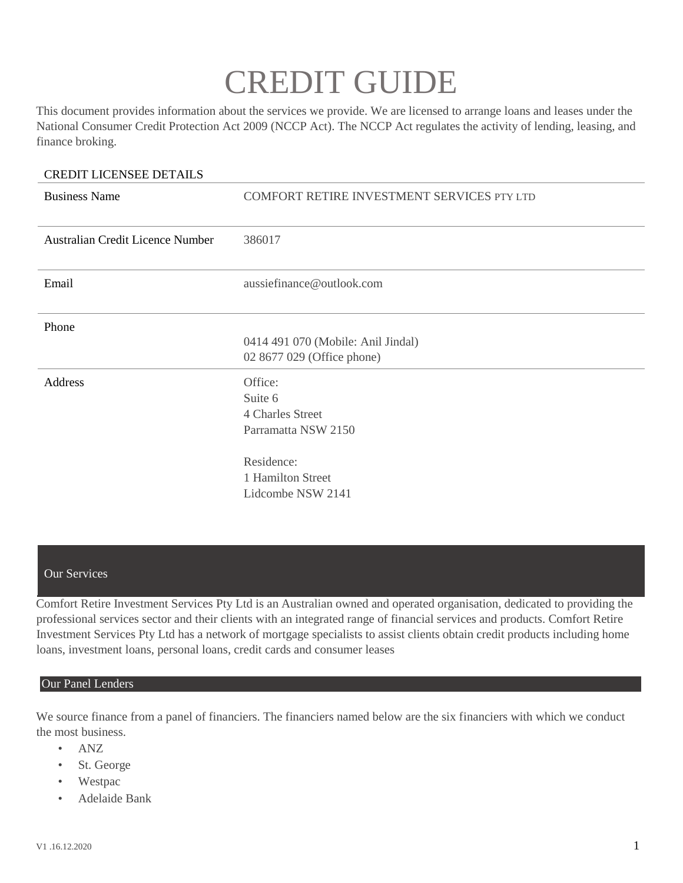# CREDIT GUIDE

This document provides information about the services we provide. We are licensed to arrange loans and leases under the National Consumer Credit Protection Act 2009 (NCCP Act). The NCCP Act regulates the activity of lending, leasing, and finance broking.

| CREDIT LICENSEE DETAILS | |
|---|---|
| Business Name | COMFORT RETIRE INVESTMENT SERVICES PTY LTD |
| Australian Credit Licence Number | 386017 |
| Email | aussiefinance@outlook.com |
| Phone | 0414 491 070 (Mobile: Anil Jindal)<br>02 8677 029 (Office phone) |
| Address | Office:<br>Suite 6<br>4 Charles Street<br>Parramatta NSW 2150<br><br>Residence:<br>1 Hamilton Street<br>Lidcombe NSW 2141 |

## Our Services

Comfort Retire Investment Services Pty Ltd is an Australian owned and operated organisation, dedicated to providing the professional services sector and their clients with an integrated range of financial services and products. Comfort Retire Investment Services Pty Ltd has a network of mortgage specialists to assist clients obtain credit products including home loans, investment loans, personal loans, credit cards and consumer leases

## Our Panel Lenders

We source finance from a panel of financiers. The financiers named below are the six financiers with which we conduct the most business.

- ANZ
- St. George
- Westpac
- Adelaide Bank

V1 .16.12.2020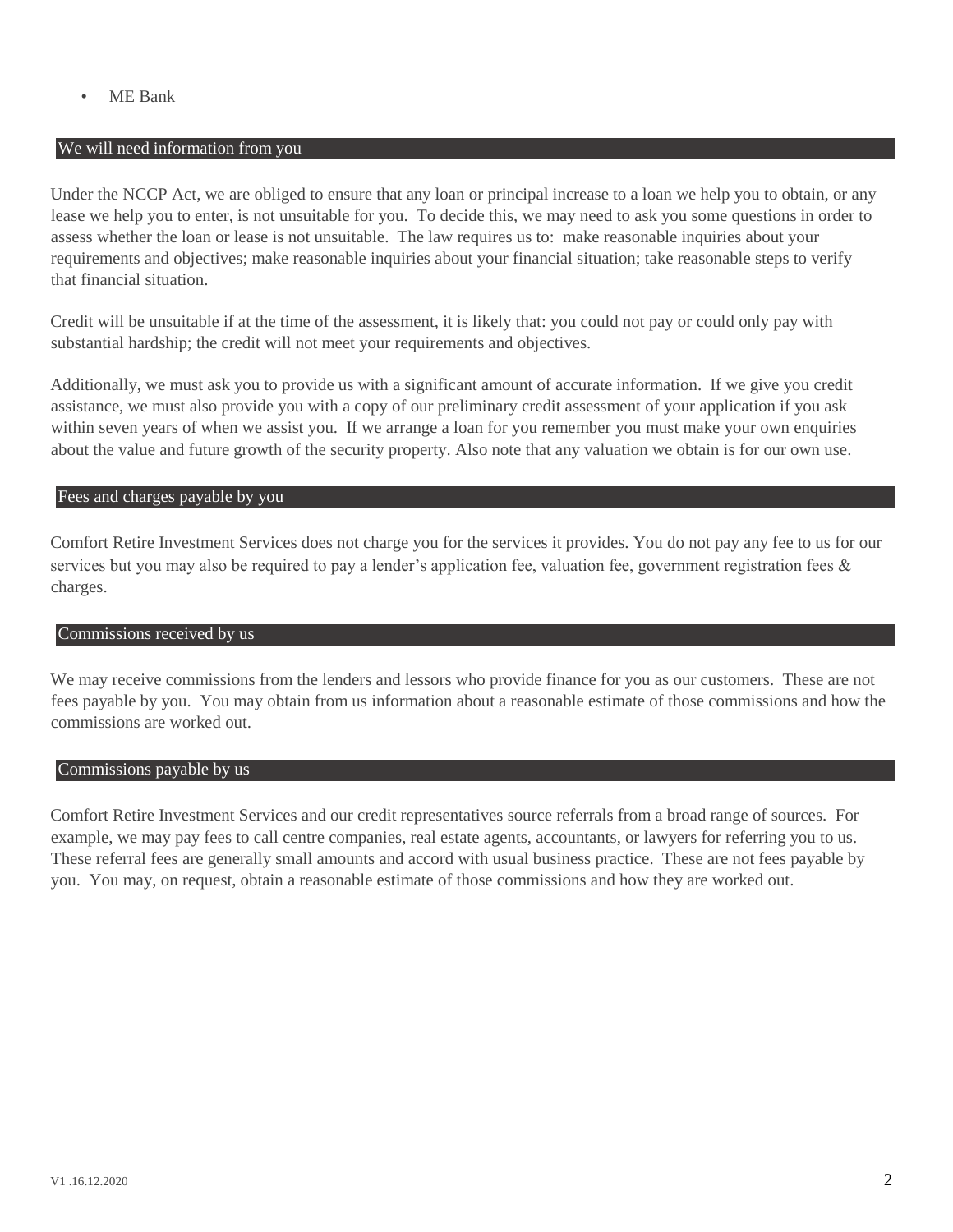- ME Bank

## We will need information from you

Under the NCCP Act, we are obliged to ensure that any loan or principal increase to a loan we help you to obtain, or any lease we help you to enter, is not unsuitable for you. To decide this, we may need to ask you some questions in order to assess whether the loan or lease is not unsuitable. The law requires us to: make reasonable inquiries about your requirements and objectives; make reasonable inquiries about your financial situation; take reasonable steps to verify that financial situation.

Credit will be unsuitable if at the time of the assessment, it is likely that: you could not pay or could only pay with substantial hardship; the credit will not meet your requirements and objectives.

Additionally, we must ask you to provide us with a significant amount of accurate information. If we give you credit assistance, we must also provide you with a copy of our preliminary credit assessment of your application if you ask within seven years of when we assist you. If we arrange a loan for you remember you must make your own enquiries about the value and future growth of the security property. Also note that any valuation we obtain is for our own use.

## Fees and charges payable by you

Comfort Retire Investment Services does not charge you for the services it provides. You do not pay any fee to us for our services but you may also be required to pay a lender's application fee, valuation fee, government registration fees & charges.

## Commissions received by us

We may receive commissions from the lenders and lessors who provide finance for you as our customers. These are not fees payable by you. You may obtain from us information about a reasonable estimate of those commissions and how the commissions are worked out.

## Commissions payable by us

Comfort Retire Investment Services and our credit representatives source referrals from a broad range of sources. For example, we may pay fees to call centre companies, real estate agents, accountants, or lawyers for referring you to us. These referral fees are generally small amounts and accord with usual business practice. These are not fees payable by you. You may, on request, obtain a reasonable estimate of those commissions and how they are worked out.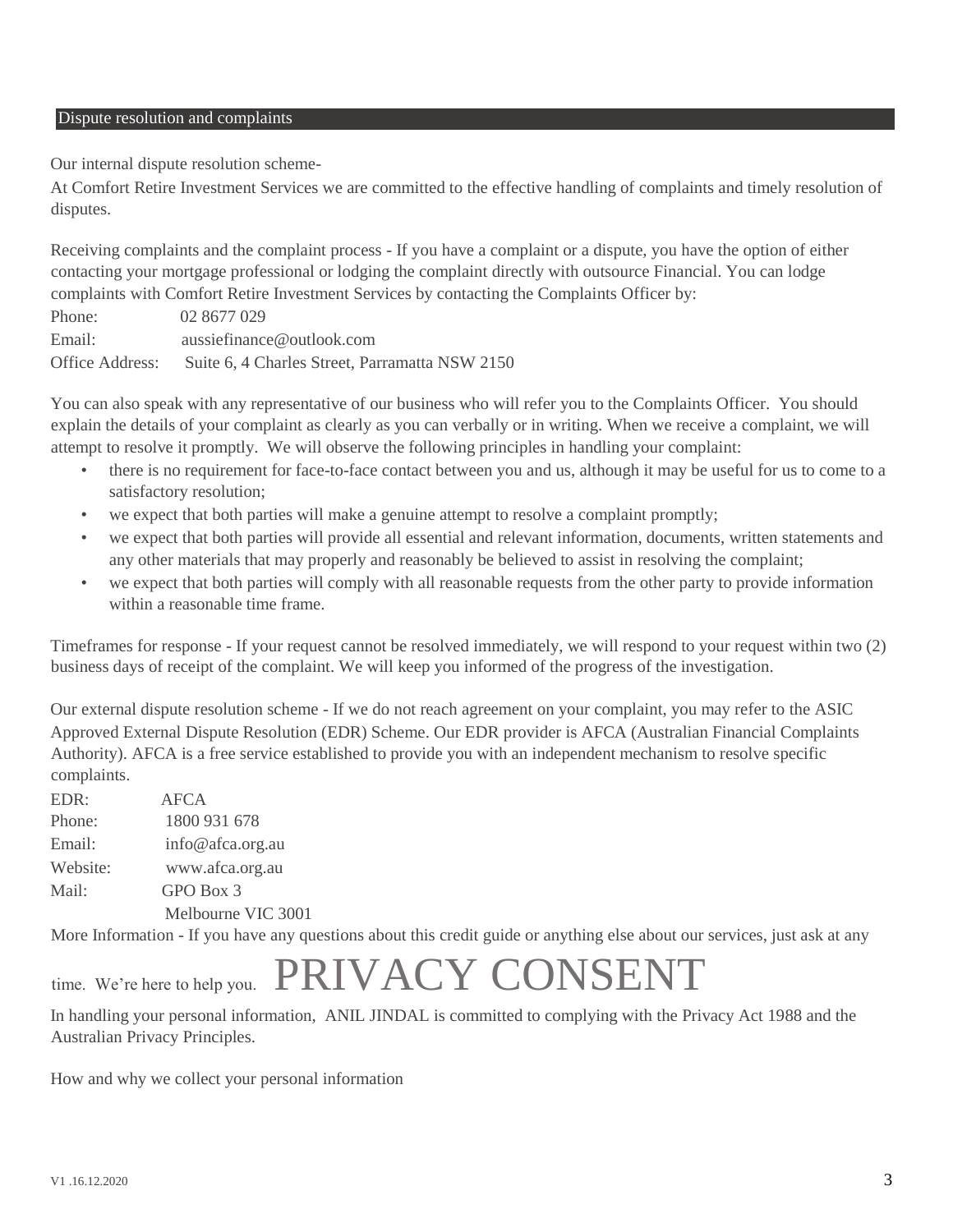## Dispute resolution and complaints

Our internal dispute resolution scheme-

At Comfort Retire Investment Services we are committed to the effective handling of complaints and timely resolution of disputes.

Receiving complaints and the complaint process - If you have a complaint or a dispute, you have the option of either contacting your mortgage professional or lodging the complaint directly with outsource Financial. You can lodge complaints with Comfort Retire Investment Services by contacting the Complaints Officer by:

Phone: 02 8677 029
Email: aussiefinance@outlook.com
Office Address: Suite 6, 4 Charles Street, Parramatta NSW 2150

You can also speak with any representative of our business who will refer you to the Complaints Officer. You should explain the details of your complaint as clearly as you can verbally or in writing. When we receive a complaint, we will attempt to resolve it promptly. We will observe the following principles in handling your complaint:

- there is no requirement for face-to-face contact between you and us, although it may be useful for us to come to a satisfactory resolution;
- we expect that both parties will make a genuine attempt to resolve a complaint promptly;
- we expect that both parties will provide all essential and relevant information, documents, written statements and any other materials that may properly and reasonably be believed to assist in resolving the complaint;
- we expect that both parties will comply with all reasonable requests from the other party to provide information within a reasonable time frame.

Timeframes for response - If your request cannot be resolved immediately, we will respond to your request within two (2) business days of receipt of the complaint. We will keep you informed of the progress of the investigation.

Our external dispute resolution scheme - If we do not reach agreement on your complaint, you may refer to the ASIC Approved External Dispute Resolution (EDR) Scheme. Our EDR provider is AFCA (Australian Financial Complaints Authority). AFCA is a free service established to provide you with an independent mechanism to resolve specific complaints.

EDR: AFCA
Phone: 1800 931 678
Email: info@afca.org.au
Website: www.afca.org.au
Mail: GPO Box 3
Melbourne VIC 3001

More Information - If you have any questions about this credit guide or anything else about our services, just ask at any time. We're here to help you.

# PRIVACY CONSENT

In handling your personal information, ANIL JINDAL is committed to complying with the Privacy Act 1988 and the Australian Privacy Principles.

How and why we collect your personal information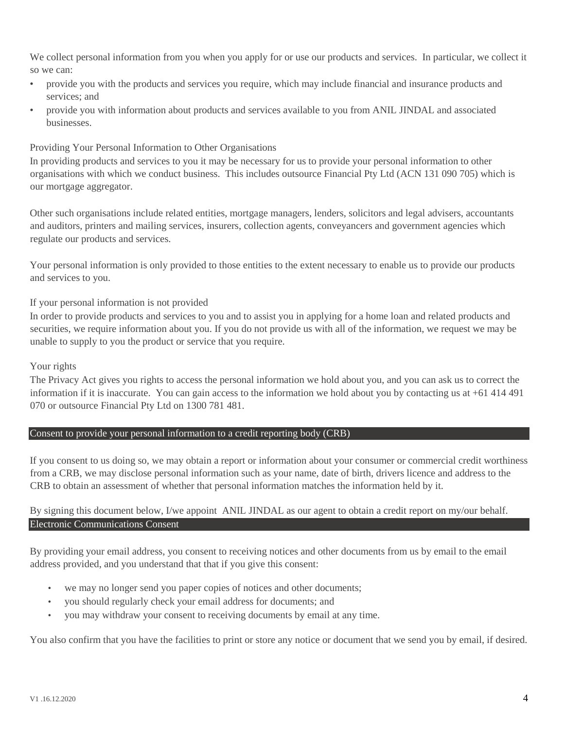We collect personal information from you when you apply for or use our products and services. In particular, we collect it so we can:

- provide you with the products and services you require, which may include financial and insurance products and services; and
- provide you with information about products and services available to you from ANIL JINDAL and associated businesses.

Providing Your Personal Information to Other Organisations

In providing products and services to you it may be necessary for us to provide your personal information to other organisations with which we conduct business. This includes outsource Financial Pty Ltd (ACN 131 090 705) which is our mortgage aggregator.

Other such organisations include related entities, mortgage managers, lenders, solicitors and legal advisers, accountants and auditors, printers and mailing services, insurers, collection agents, conveyancers and government agencies which regulate our products and services.

Your personal information is only provided to those entities to the extent necessary to enable us to provide our products and services to you.

If your personal information is not provided

In order to provide products and services to you and to assist you in applying for a home loan and related products and securities, we require information about you. If you do not provide us with all of the information, we request we may be unable to supply to you the product or service that you require.

Your rights

The Privacy Act gives you rights to access the personal information we hold about you, and you can ask us to correct the information if it is inaccurate. You can gain access to the information we hold about you by contacting us at +61 414 491 070 or outsource Financial Pty Ltd on 1300 781 481.

## Consent to provide your personal information to a credit reporting body (CRB)

If you consent to us doing so, we may obtain a report or information about your consumer or commercial credit worthiness from a CRB, we may disclose personal information such as your name, date of birth, drivers licence and address to the CRB to obtain an assessment of whether that personal information matches the information held by it.

By signing this document below, I/we appoint ANIL JINDAL as our agent to obtain a credit report on my/our behalf.

## Electronic Communications Consent

By providing your email address, you consent to receiving notices and other documents from us by email to the email address provided, and you understand that that if you give this consent:

- we may no longer send you paper copies of notices and other documents;
- you should regularly check your email address for documents; and
- you may withdraw your consent to receiving documents by email at any time.

You also confirm that you have the facilities to print or store any notice or document that we send you by email, if desired.

V1 .16.12.2020